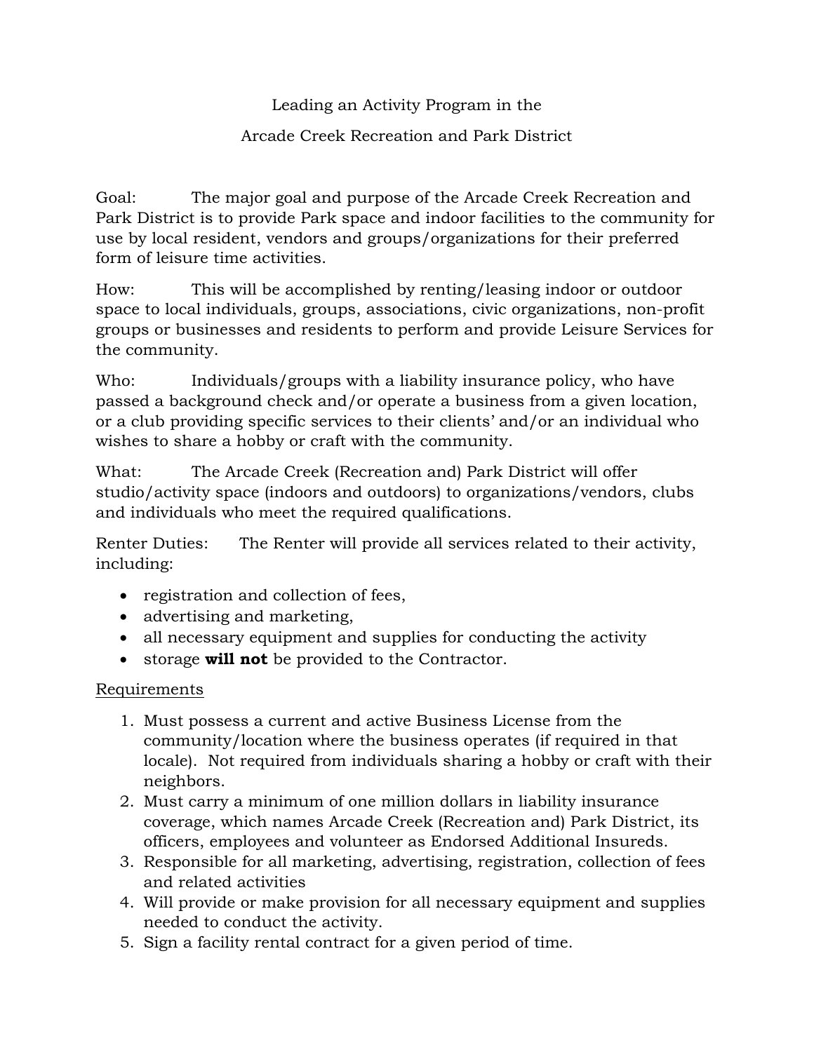# Leading an Activity Program in the
# Arcade Creek Recreation and Park District

Goal: The major goal and purpose of the Arcade Creek Recreation and Park District is to provide Park space and indoor facilities to the community for use by local resident, vendors and groups/organizations for their preferred form of leisure time activities.

How: This will be accomplished by renting/leasing indoor or outdoor space to local individuals, groups, associations, civic organizations, non-profit groups or businesses and residents to perform and provide Leisure Services for the community.

Who: Individuals/groups with a liability insurance policy, who have passed a background check and/or operate a business from a given location, or a club providing specific services to their clients' and/or an individual who wishes to share a hobby or craft with the community.

What: The Arcade Creek (Recreation and) Park District will offer studio/activity space (indoors and outdoors) to organizations/vendors, clubs and individuals who meet the required qualifications.

Renter Duties: The Renter will provide all services related to their activity, including:

- registration and collection of fees,
- advertising and marketing,
- all necessary equipment and supplies for conducting the activity
- storage **will not** be provided to the Contractor.

<u>Requirements</u>

1. Must possess a current and active Business License from the community/location where the business operates (if required in that locale). Not required from individuals sharing a hobby or craft with their neighbors.
2. Must carry a minimum of one million dollars in liability insurance coverage, which names Arcade Creek (Recreation and) Park District, its officers, employees and volunteer as Endorsed Additional Insureds.
3. Responsible for all marketing, advertising, registration, collection of fees and related activities
4. Will provide or make provision for all necessary equipment and supplies needed to conduct the activity.
5. Sign a facility rental contract for a given period of time.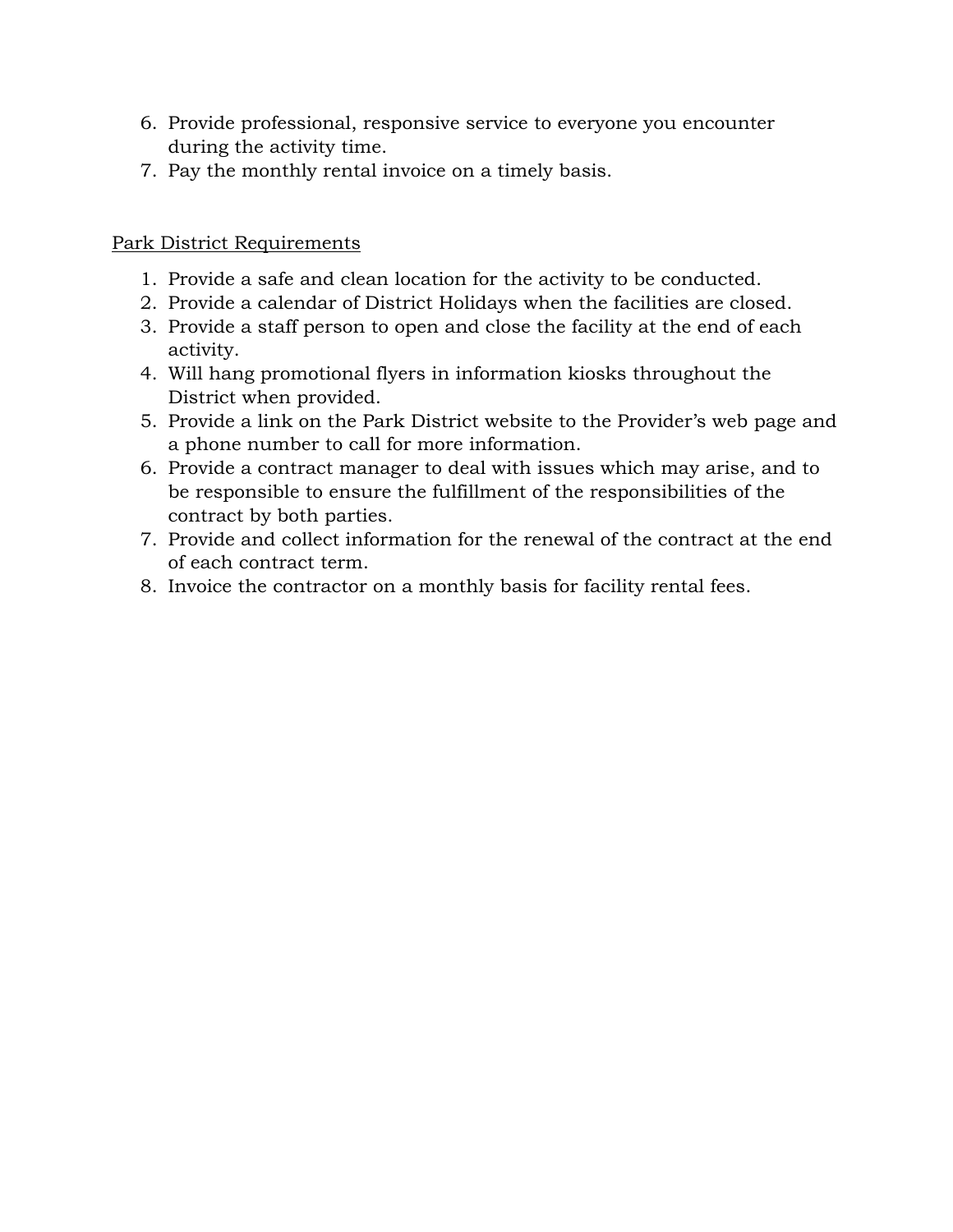6. Provide professional, responsive service to everyone you encounter during the activity time.
7. Pay the monthly rental invoice on a timely basis.

<u>Park District Requirements</u>

1. Provide a safe and clean location for the activity to be conducted.
2. Provide a calendar of District Holidays when the facilities are closed.
3. Provide a staff person to open and close the facility at the end of each activity.
4. Will hang promotional flyers in information kiosks throughout the District when provided.
5. Provide a link on the Park District website to the Provider's web page and a phone number to call for more information.
6. Provide a contract manager to deal with issues which may arise, and to be responsible to ensure the fulfillment of the responsibilities of the contract by both parties.
7. Provide and collect information for the renewal of the contract at the end of each contract term.
8. Invoice the contractor on a monthly basis for facility rental fees.